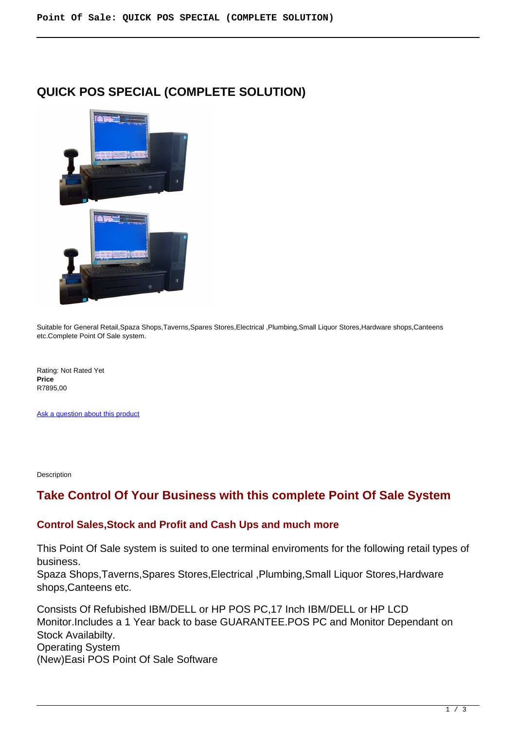# QUICK POS SPECIAL (COMPLETE SOLUTION)

Suitable for General Retail,Spaza Shops,Taverns,Spares Stores,Electrical ,Plumbing,Small Liquor Stores,Hardware shops,Canteens etc.Complete Point Of Sale system.

Rating: Not Rated Yet
**Price**
R7895,00

[Ask a question about this product]()

Description

## Take Control Of Your Business with this complete Point Of Sale System

### Control Sales,Stock and Profit and Cash Ups and much more

This Point Of Sale system is suited to one terminal enviroments for the following retail types of business.
Spaza Shops,Taverns,Spares Stores,Electrical ,Plumbing,Small Liquor Stores,Hardware shops,Canteens etc.

Consists Of Refubished IBM/DELL or HP POS PC,17 Inch IBM/DELL or HP LCD Monitor.Includes a 1 Year back to base GUARANTEE.POS PC and Monitor Dependant on Stock Availabilty.
Operating System
(New)Easi POS Point Of Sale Software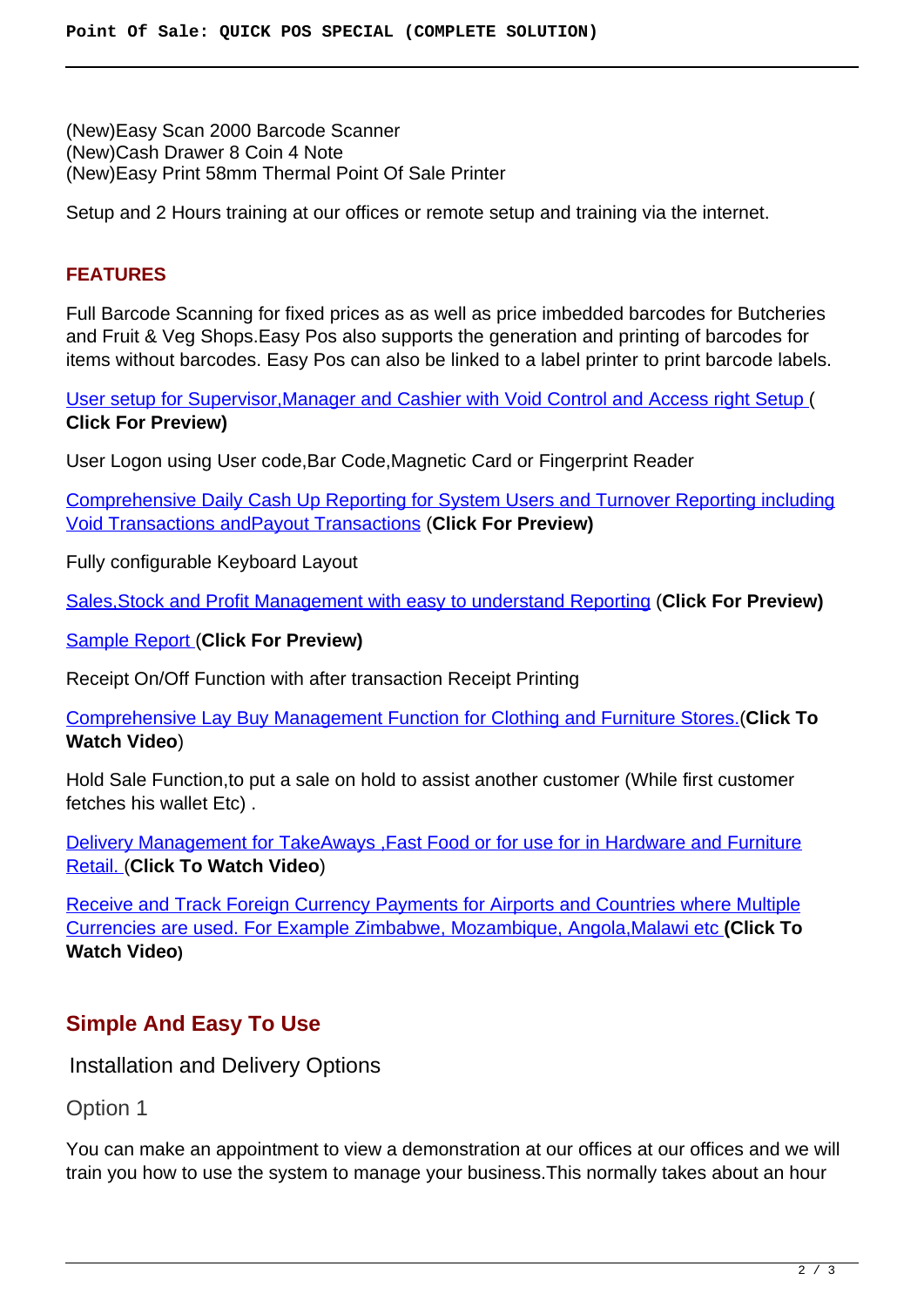(New)Easy Scan 2000 Barcode Scanner
(New)Cash Drawer 8 Coin 4 Note
(New)Easy Print 58mm Thermal Point Of Sale Printer

Setup and 2 Hours training at our offices or remote setup and training via the internet.

### FEATURES

Full Barcode Scanning for fixed prices as as well as price imbedded barcodes for Butcheries and Fruit & Veg Shops.Easy Pos also supports the generation and printing of barcodes for items without barcodes. Easy Pos can also be linked to a label printer to print barcode labels.

User setup for Supervisor,Manager and Cashier with Void Control and Access right Setup ( **Click For Preview)**

User Logon using User code,Bar Code,Magnetic Card or Fingerprint Reader

Comprehensive Daily Cash Up Reporting for System Users and Turnover Reporting including Void Transactions andPayout Transactions (**Click For Preview)**

Fully configurable Keyboard Layout

Sales,Stock and Profit Management with easy to understand Reporting (**Click For Preview)**

Sample Report (**Click For Preview)**

Receipt On/Off Function with after transaction Receipt Printing

Comprehensive Lay Buy Management Function for Clothing and Furniture Stores.(**Click To Watch Video**)

Hold Sale Function,to put a sale on hold to assist another customer (While first customer fetches his wallet Etc) .

Delivery Management for TakeAways ,Fast Food or for use for in Hardware and Furniture Retail. (**Click To Watch Video**)

Receive and Track Foreign Currency Payments for Airports and Countries where Multiple Currencies are used. For Example Zimbabwe, Mozambique, Angola,Malawi etc **(Click To Watch Video)**

## Simple And Easy To Use

Installation and Delivery Options

Option 1

You can make an appointment to view a demonstration at our offices at our offices and we will train you how to use the system to manage your business.This normally takes about an hour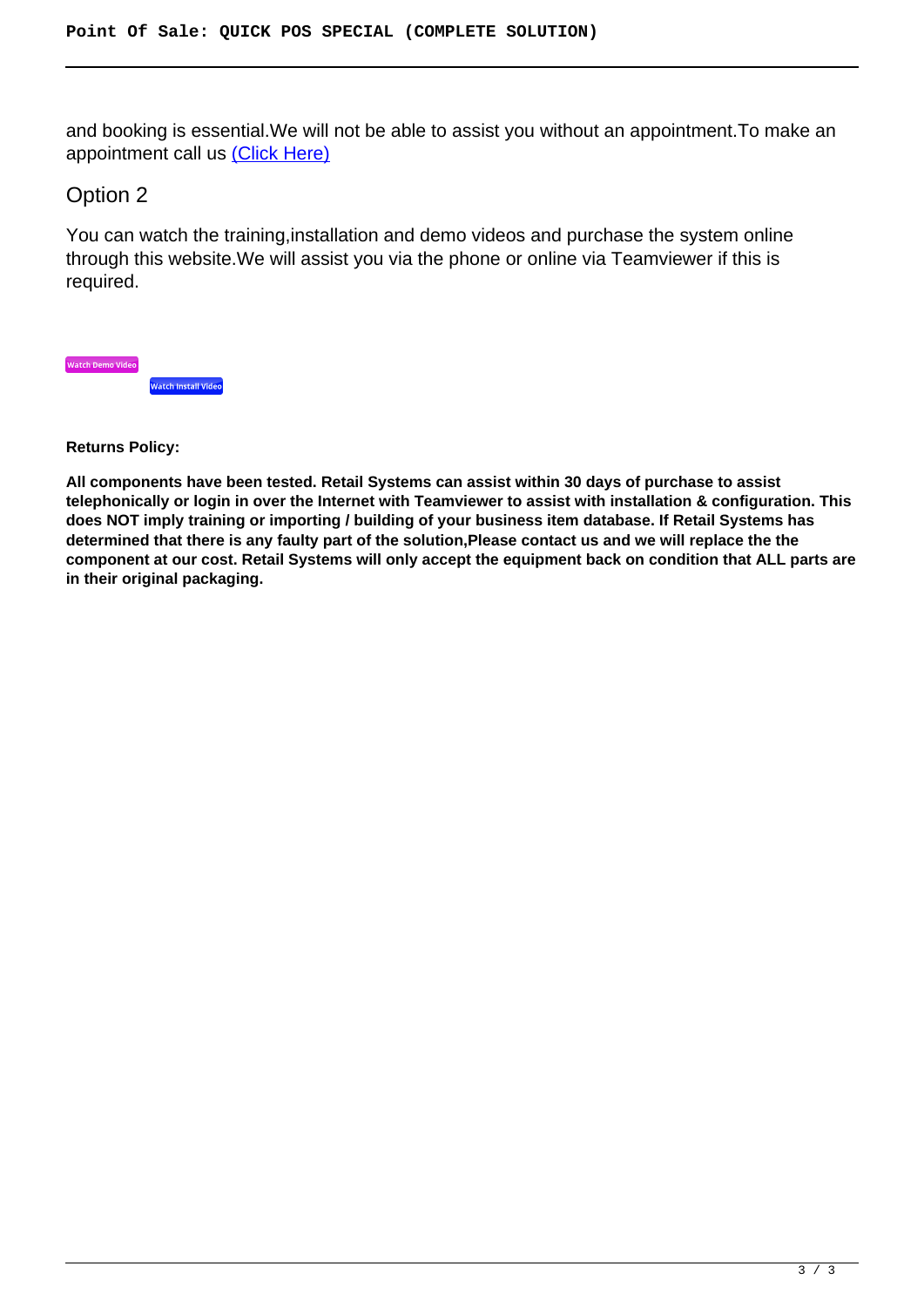and booking is essential.We will not be able to assist you without an appointment.To make an appointment call us (Click Here)

## Option 2

You can watch the training,installation and demo videos and purchase the system online through this website.We will assist you via the phone or online via Teamviewer if this is required.

Watch Demo Video

Watch Install Video

**Returns Policy:**

**All components have been tested. Retail Systems can assist within 30 days of purchase to assist telephonically or login in over the Internet with Teamviewer to assist with installation & configuration. This does NOT imply training or importing / building of your business item database. If Retail Systems has determined that there is any faulty part of the solution,Please contact us and we will replace the the component at our cost. Retail Systems will only accept the equipment back on condition that ALL parts are in their original packaging.**